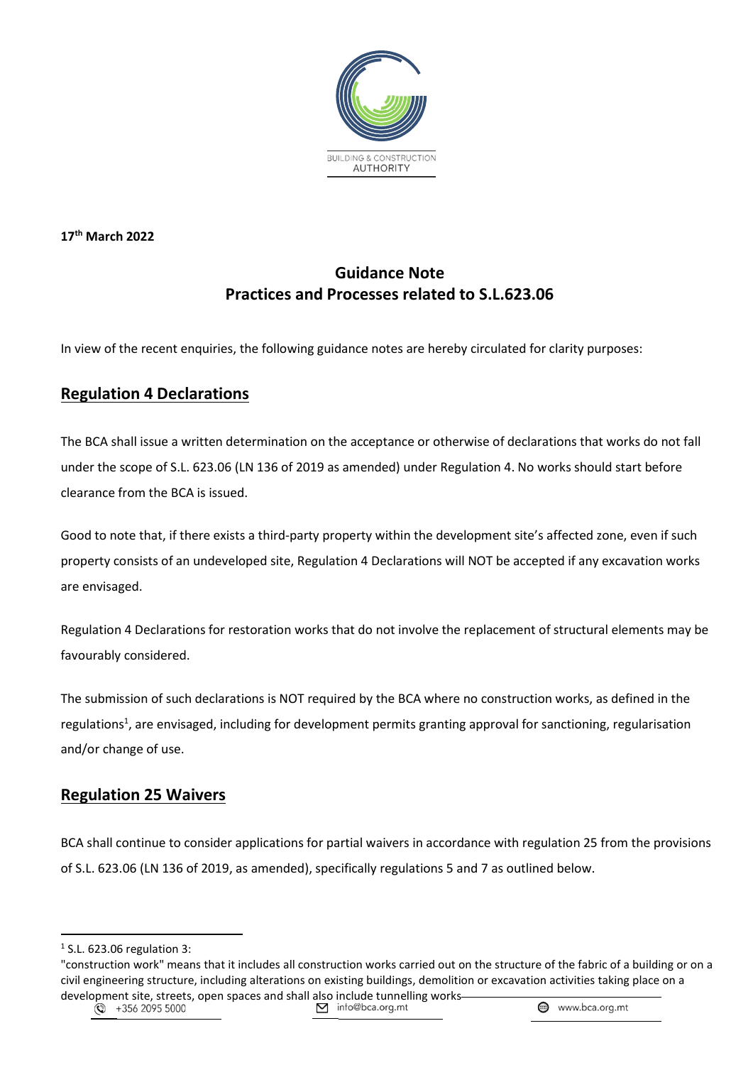BUILDING & CONSTRUCTION AUTHORITY

**17th March 2022**

# Guidance Note
# Practices and Processes related to S.L.623.06

In view of the recent enquiries, the following guidance notes are hereby circulated for clarity purposes:

## Regulation 4 Declarations

The BCA shall issue a written determination on the acceptance or otherwise of declarations that works do not fall under the scope of S.L. 623.06 (LN 136 of 2019 as amended) under Regulation 4. No works should start before clearance from the BCA is issued.

Good to note that, if there exists a third-party property within the development site's affected zone, even if such property consists of an undeveloped site, Regulation 4 Declarations will NOT be accepted if any excavation works are envisaged.

Regulation 4 Declarations for restoration works that do not involve the replacement of structural elements may be favourably considered.

The submission of such declarations is NOT required by the BCA where no construction works, as defined in the regulations[1], are envisaged, including for development permits granting approval for sanctioning, regularisation and/or change of use.

## Regulation 25 Waivers

BCA shall continue to consider applications for partial waivers in accordance with regulation 25 from the provisions of S.L. 623.06 (LN 136 of 2019, as amended), specifically regulations 5 and 7 as outlined below.

---

[1] S.L. 623.06 regulation 3:
"construction work" means that it includes all construction works carried out on the structure of the fabric of a building or on a civil engineering structure, including alterations on existing buildings, demolition or excavation activities taking place on a development site, streets, open spaces and shall also include tunnelling works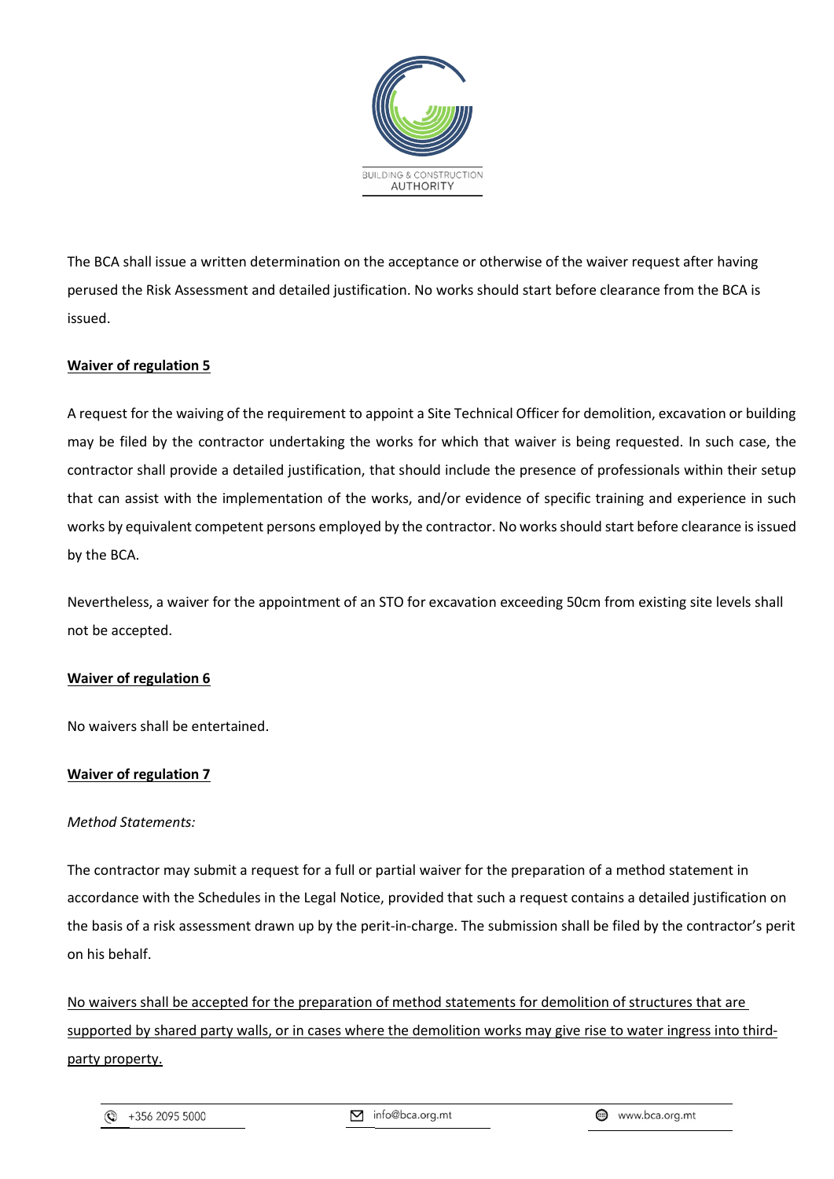The BCA shall issue a written determination on the acceptance or otherwise of the waiver request after having perused the Risk Assessment and detailed justification. No works should start before clearance from the BCA is issued.

**<u>Waiver of regulation 5</u>**

A request for the waiving of the requirement to appoint a Site Technical Officer for demolition, excavation or building may be filed by the contractor undertaking the works for which that waiver is being requested. In such case, the contractor shall provide a detailed justification, that should include the presence of professionals within their setup that can assist with the implementation of the works, and/or evidence of specific training and experience in such works by equivalent competent persons employed by the contractor. No works should start before clearance is issued by the BCA.

Nevertheless, a waiver for the appointment of an STO for excavation exceeding 50cm from existing site levels shall not be accepted.

**<u>Waiver of regulation 6</u>**

No waivers shall be entertained.

**<u>Waiver of regulation 7</u>**

*Method Statements:*

The contractor may submit a request for a full or partial waiver for the preparation of a method statement in accordance with the Schedules in the Legal Notice, provided that such a request contains a detailed justification on the basis of a risk assessment drawn up by the perit-in-charge. The submission shall be filed by the contractor's perit on his behalf.

<u>No waivers shall be accepted for the preparation of method statements for demolition of structures that are supported by shared party walls, or in cases where the demolition works may give rise to water ingress into third-party property.</u>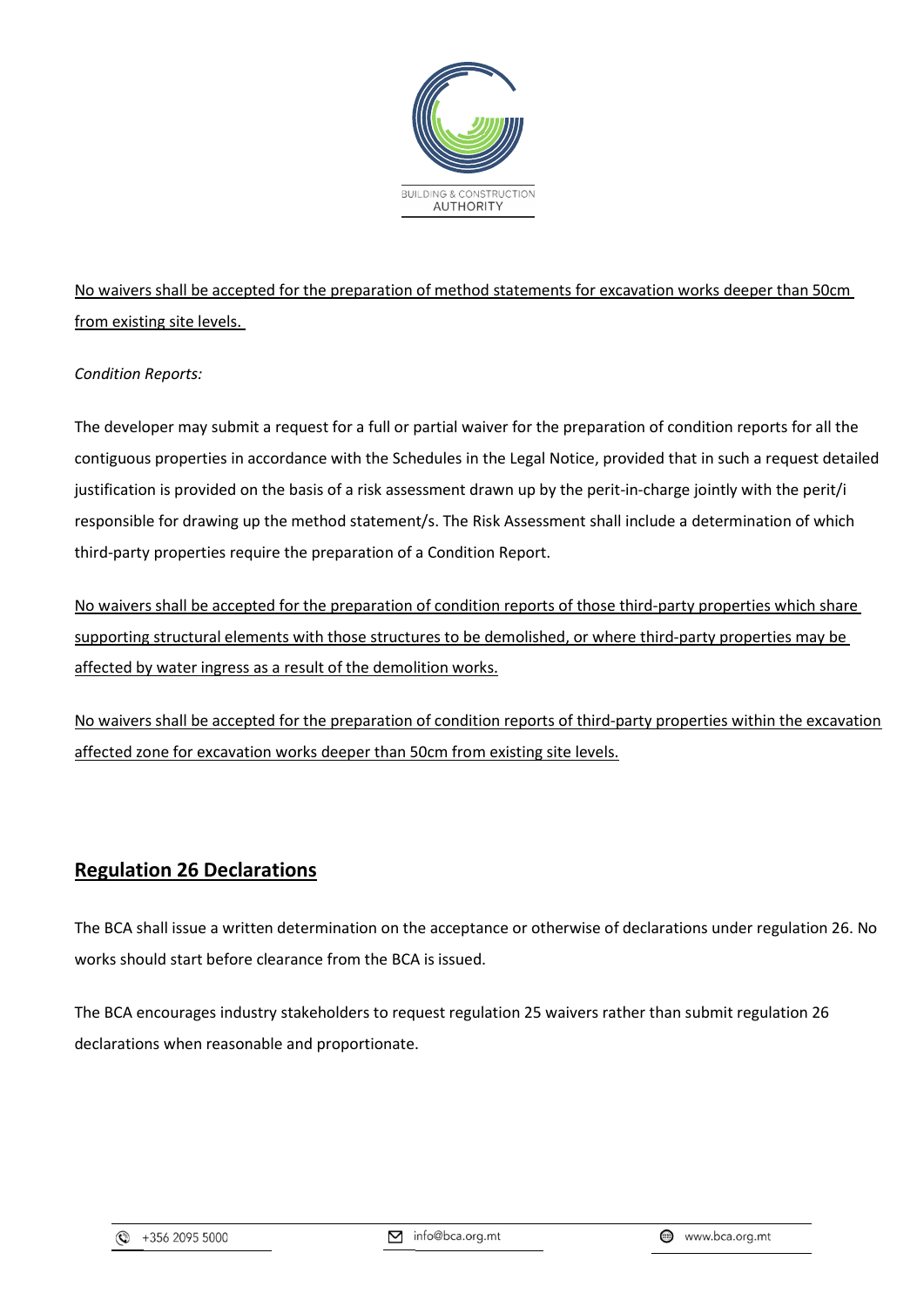No waivers shall be accepted for the preparation of method statements for excavation works deeper than 50cm from existing site levels.

*Condition Reports:*

The developer may submit a request for a full or partial waiver for the preparation of condition reports for all the contiguous properties in accordance with the Schedules in the Legal Notice, provided that in such a request detailed justification is provided on the basis of a risk assessment drawn up by the perit-in-charge jointly with the perit/i responsible for drawing up the method statement/s. The Risk Assessment shall include a determination of which third-party properties require the preparation of a Condition Report.

No waivers shall be accepted for the preparation of condition reports of those third-party properties which share supporting structural elements with those structures to be demolished, or where third-party properties may be affected by water ingress as a result of the demolition works.

No waivers shall be accepted for the preparation of condition reports of third-party properties within the excavation affected zone for excavation works deeper than 50cm from existing site levels.

## Regulation 26 Declarations

The BCA shall issue a written determination on the acceptance or otherwise of declarations under regulation 26. No works should start before clearance from the BCA is issued.

The BCA encourages industry stakeholders to request regulation 25 waivers rather than submit regulation 26 declarations when reasonable and proportionate.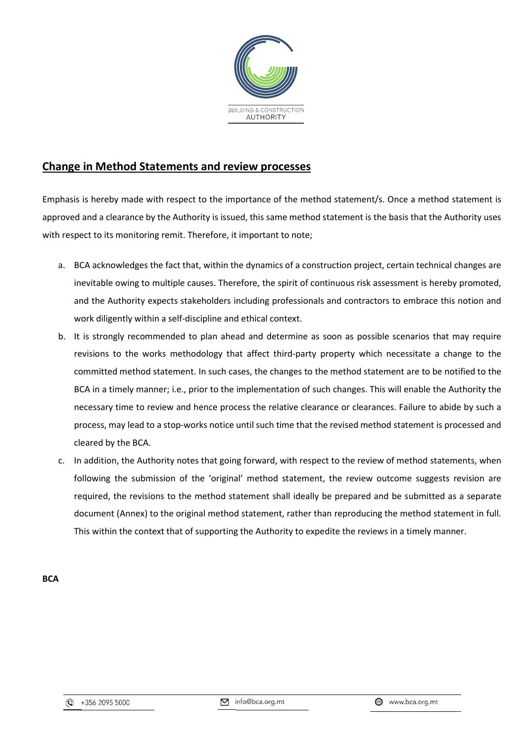BUILDING & CONSTRUCTION AUTHORITY

## Change in Method Statements and review processes

Emphasis is hereby made with respect to the importance of the method statement/s. Once a method statement is approved and a clearance by the Authority is issued, this same method statement is the basis that the Authority uses with respect to its monitoring remit. Therefore, it important to note;

a. BCA acknowledges the fact that, within the dynamics of a construction project, certain technical changes are inevitable owing to multiple causes. Therefore, the spirit of continuous risk assessment is hereby promoted, and the Authority expects stakeholders including professionals and contractors to embrace this notion and work diligently within a self-discipline and ethical context.

b. It is strongly recommended to plan ahead and determine as soon as possible scenarios that may require revisions to the works methodology that affect third-party property which necessitate a change to the committed method statement. In such cases, the changes to the method statement are to be notified to the BCA in a timely manner; i.e., prior to the implementation of such changes. This will enable the Authority the necessary time to review and hence process the relative clearance or clearances. Failure to abide by such a process, may lead to a stop-works notice until such time that the revised method statement is processed and cleared by the BCA.

c. In addition, the Authority notes that going forward, with respect to the review of method statements, when following the submission of the 'original' method statement, the review outcome suggests revision are required, the revisions to the method statement shall ideally be prepared and be submitted as a separate document (Annex) to the original method statement, rather than reproducing the method statement in full. This within the context that of supporting the Authority to expedite the reviews in a timely manner.

**BCA**